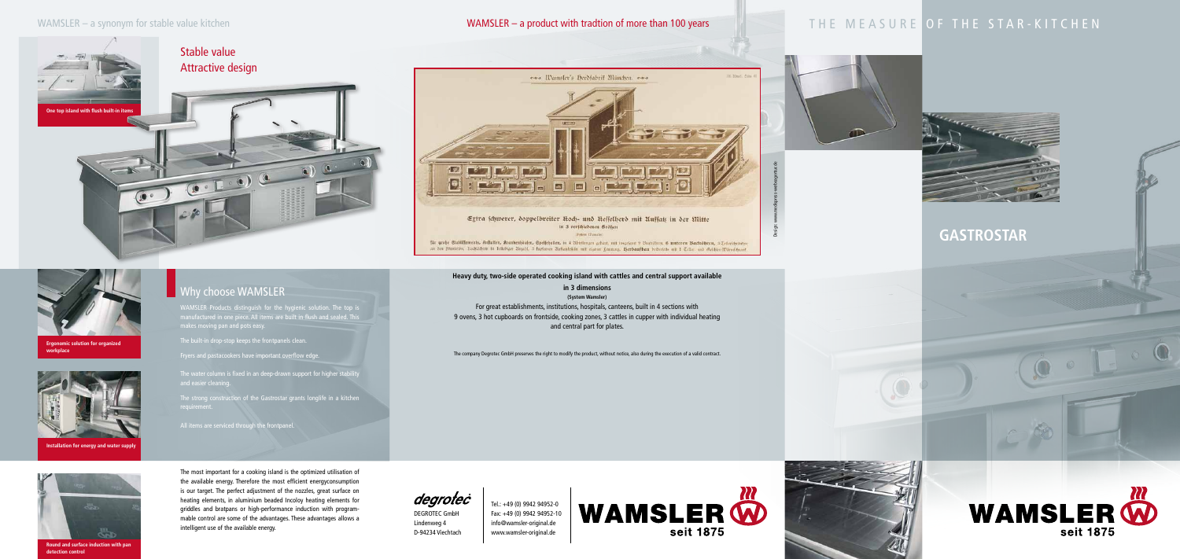WAMSLER – a synonym for stable value kitchen

## Stable value
## Attractive design

**One top island with flush built-in items**

**Ergonomic solution for organized workplace**

**Installation for energy and water supply**

**Round and surface induction with pan detection control**

## Why choose WAMSLER

WAMSLER Products distinguish for the hygienic solution. The top is manufactured in one piece. All items are built in flush and sealed. This makes moving pan and pots easy.

The built-in drop-stop keeps the frontpanels clean.

Fryers and pastacookers have important overflow edge.

The water column is fixed in an deep-drawn support for higher stability and easier cleaning.

The strong construction of the Gastrostar grants longlife in a kitchen requirement.

All items are serviced through the frontpanel.

The most important for a cooking island is the optimized utilisation of the available energy. Therefore the most efficient energyconsumption is our target. The perfect adjustment of the nozzles, great surface on heating elements, in aluminium beaded Incoloy heating elements for griddles and bratpans or high-performance induction with programmable control are some of the advantages. These advantages allows a intelligent use of the available energy.

WAMSLER – a product with tradtion of more than 100 years

**Heavy duty, two-side operated cooking island with cattles and central support available in 3 dimensions**
**(System Wamsler)**

For great establishments, institutions, hospitals, canteens, built in 4 sections with 9 ovens, 3 hot cupboards on frontside, cooking zones, 3 cattles in cupper with individual heating and central part for plates.

The company Degrotec GmbH preserves the right to modify the product, without notice, also during the execution of a valid contract.

degrotec
DEGROTEC GmbH
Lindenweg 4
D-94234 Viechtach

Tel.: +49 (0) 9942 94952-0
Fax: +49 (0) 9942 94952-10
info@wamsler-original.de
www.wamsler-original.de

WAMSLER seit 1875

# THE MEASURE OF THE STAR-KITCHEN

## GASTROSTAR

WAMSLER seit 1875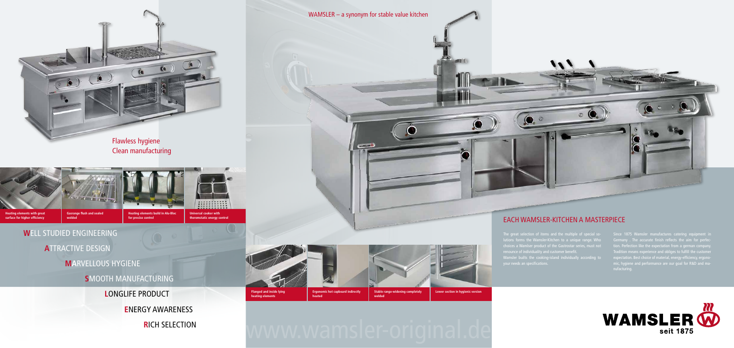WAMSLER – a synonym for stable value kitchen

Flawless hygiene
Clean manufacturing

**Heating elements with great surface for higher efficiency**

**Gasrange flush and sealed welded**

**Heating elements build in Alu-Bloc for precise control**

**Universal cooker with theromstatic energy control**

**W**ELL STUDIED ENGINEERING

**A**TTRACTIVE DESIGN

**M**ARVELLOUS HYGIENE

**S**MOOTH MANUFACTURING

**L**ONGLIFE PRODUCT

**E**NERGY AWARENESS

**R**ICH SELECTION

**Flanged and inside lying heating elements**

**Ergonomic hot cupboard indirectly heated**

**Stable range-widening completely welded**

**Lower section in hygienic version**

## EACH WAMSLER-KITCHEN A MASTERPIECE

The great selection of items and the multiple of special solutions forms the Wamsler-Kitchen to a unique range. Who choices a Wamlser product of the Gastrostar series, must not renounce of individuality and customer benefit.
Wamsler builts the cooking-island individually according to your needs an specifications.

Since 1875 Wamsler manufactures catering equipment in Germany . The accurate finish reflects the aim for perfection. Perfection like the expectation from a german company. Tradition means experience and obliges to fulfill the customer expectation. Best choice of material, energy-efficiency, ergonomic, hygiene and performance are our goal for R&D and manufacturing.

www.wamsler-original.de

WAMSLER seit 1875